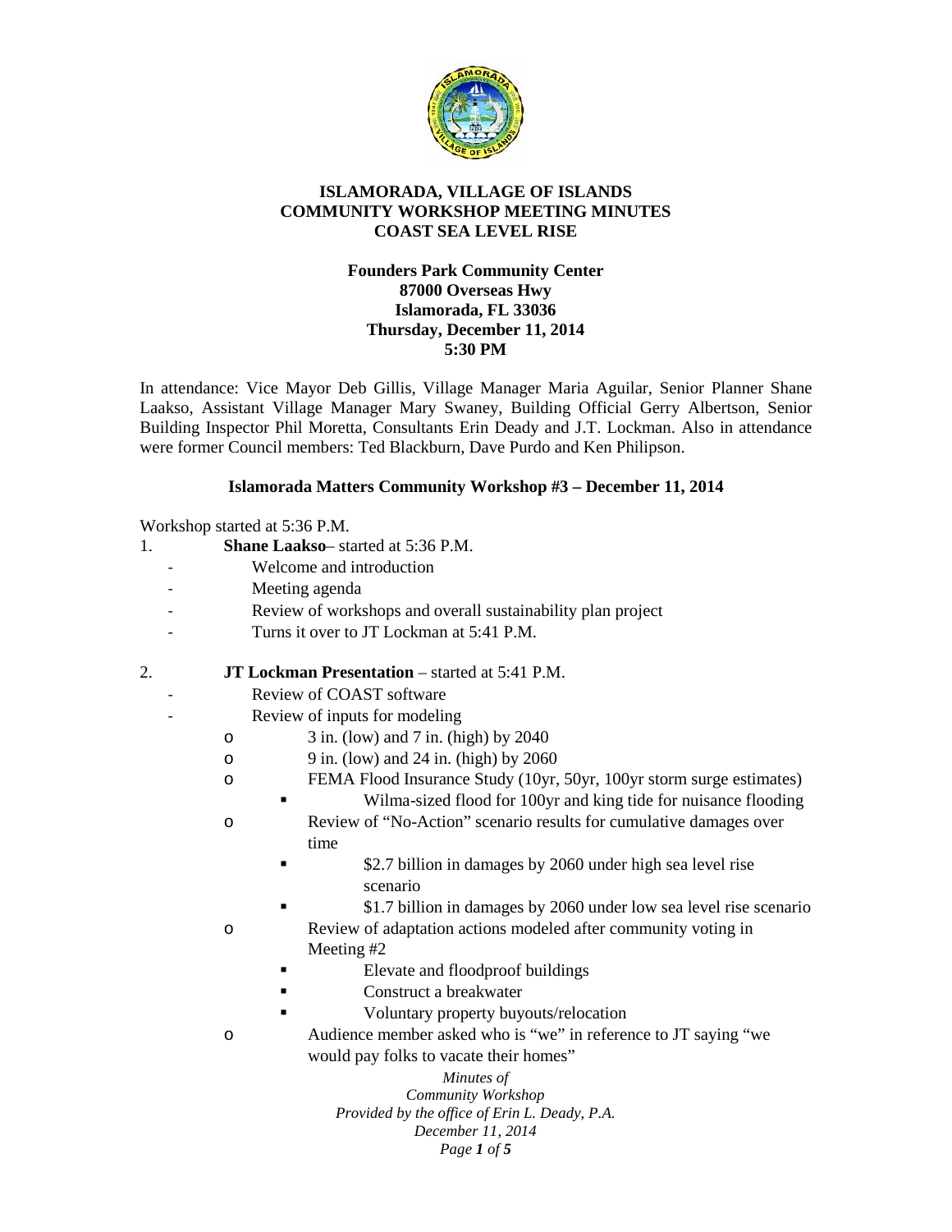# ISLAMORADA, VILLAGE OF ISLANDS
# COMMUNITY WORKSHOP MEETING MINUTES
# COAST SEA LEVEL RISE

**Founders Park Community Center**
**87000 Overseas Hwy**
**Islamorada, FL 33036**
**Thursday, December 11, 2014**
**5:30 PM**

In attendance: Vice Mayor Deb Gillis, Village Manager Maria Aguilar, Senior Planner Shane Laakso, Assistant Village Manager Mary Swaney, Building Official Gerry Albertson, Senior Building Inspector Phil Moretta, Consultants Erin Deady and J.T. Lockman. Also in attendance were former Council members: Ted Blackburn, Dave Purdo and Ken Philipson.

**Islamorada Matters Community Workshop #3 – December 11, 2014**

Workshop started at 5:36 P.M.

1. **Shane Laakso**– started at 5:36 P.M.
   - Welcome and introduction
   - Meeting agenda
   - Review of workshops and overall sustainability plan project
   - Turns it over to JT Lockman at 5:41 P.M.

2. **JT Lockman Presentation** – started at 5:41 P.M.
   - Review of COAST software
   - Review of inputs for modeling
     - 3 in. (low) and 7 in. (high) by 2040
     - 9 in. (low) and 24 in. (high) by 2060
     - FEMA Flood Insurance Study (10yr, 50yr, 100yr storm surge estimates)
       - Wilma-sized flood for 100yr and king tide for nuisance flooding
     - Review of "No-Action" scenario results for cumulative damages over time
       - $2.7 billion in damages by 2060 under high sea level rise scenario
       - $1.7 billion in damages by 2060 under low sea level rise scenario
     - Review of adaptation actions modeled after community voting in Meeting #2
       - Elevate and floodproof buildings
       - Construct a breakwater
       - Voluntary property buyouts/relocation
     - Audience member asked who is "we" in reference to JT saying "we would pay folks to vacate their homes"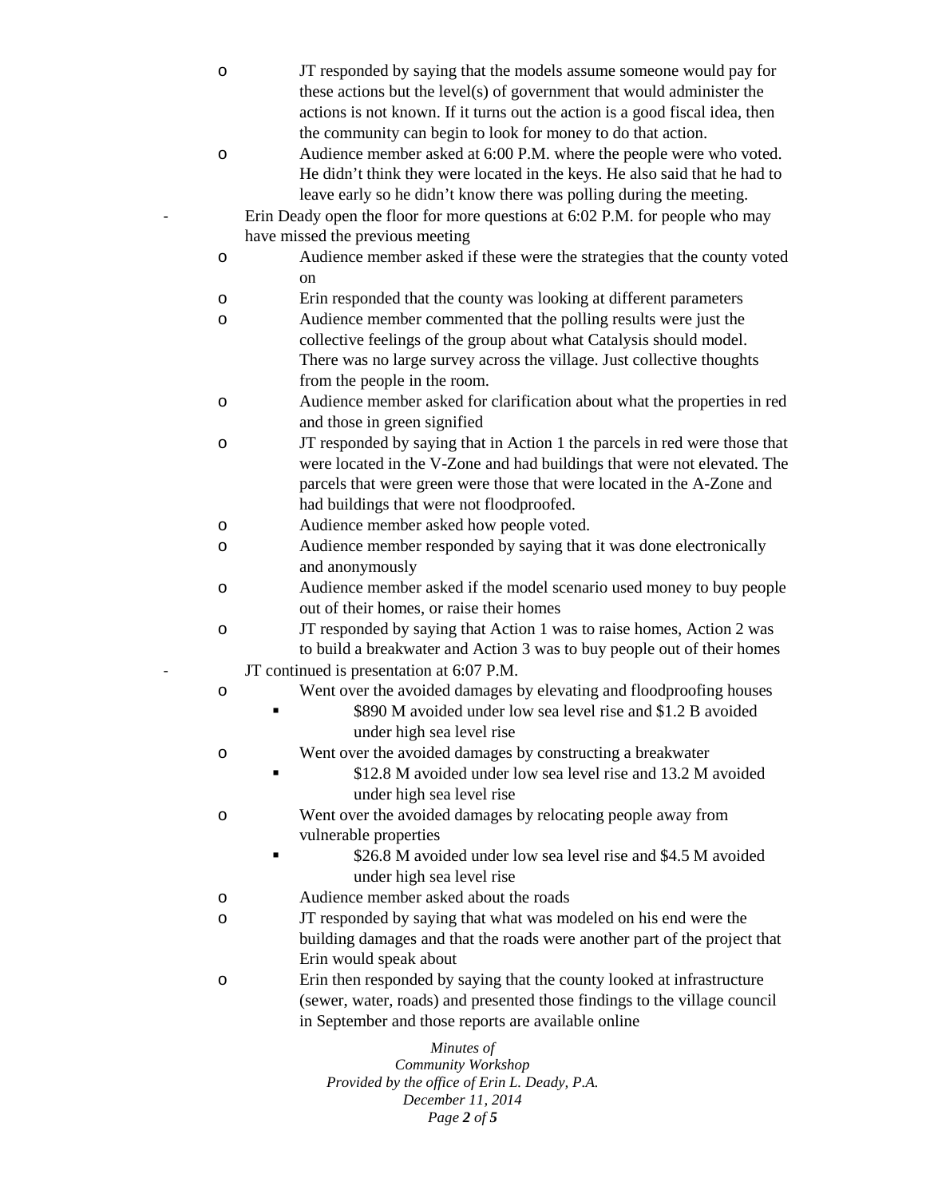- JT responded by saying that the models assume someone would pay for these actions but the level(s) of government that would administer the actions is not known. If it turns out the action is a good fiscal idea, then the community can begin to look for money to do that action.
- Audience member asked at 6:00 P.M. where the people were who voted. He didn't think they were located in the keys. He also said that he had to leave early so he didn't know there was polling during the meeting.

- Erin Deady open the floor for more questions at 6:02 P.M. for people who may have missed the previous meeting
  - Audience member asked if these were the strategies that the county voted on
  - Erin responded that the county was looking at different parameters
  - Audience member commented that the polling results were just the collective feelings of the group about what Catalysis should model. There was no large survey across the village. Just collective thoughts from the people in the room.
  - Audience member asked for clarification about what the properties in red and those in green signified
  - JT responded by saying that in Action 1 the parcels in red were those that were located in the V-Zone and had buildings that were not elevated. The parcels that were green were those that were located in the A-Zone and had buildings that were not floodproofed.
  - Audience member asked how people voted.
  - Audience member responded by saying that it was done electronically and anonymously
  - Audience member asked if the model scenario used money to buy people out of their homes, or raise their homes
  - JT responded by saying that Action 1 was to raise homes, Action 2 was to build a breakwater and Action 3 was to buy people out of their homes
- JT continued is presentation at 6:07 P.M.
  - Went over the avoided damages by elevating and floodproofing houses
    - $890 M avoided under low sea level rise and $1.2 B avoided under high sea level rise
  - Went over the avoided damages by constructing a breakwater
    - $12.8 M avoided under low sea level rise and 13.2 M avoided under high sea level rise
  - Went over the avoided damages by relocating people away from vulnerable properties
    - $26.8 M avoided under low sea level rise and $4.5 M avoided under high sea level rise
  - Audience member asked about the roads
  - JT responded by saying that what was modeled on his end were the building damages and that the roads were another part of the project that Erin would speak about
  - Erin then responded by saying that the county looked at infrastructure (sewer, water, roads) and presented those findings to the village council in September and those reports are available online

*Minutes of*
*Community Workshop*
*Provided by the office of Erin L. Deady, P.A.*
*December 11, 2014*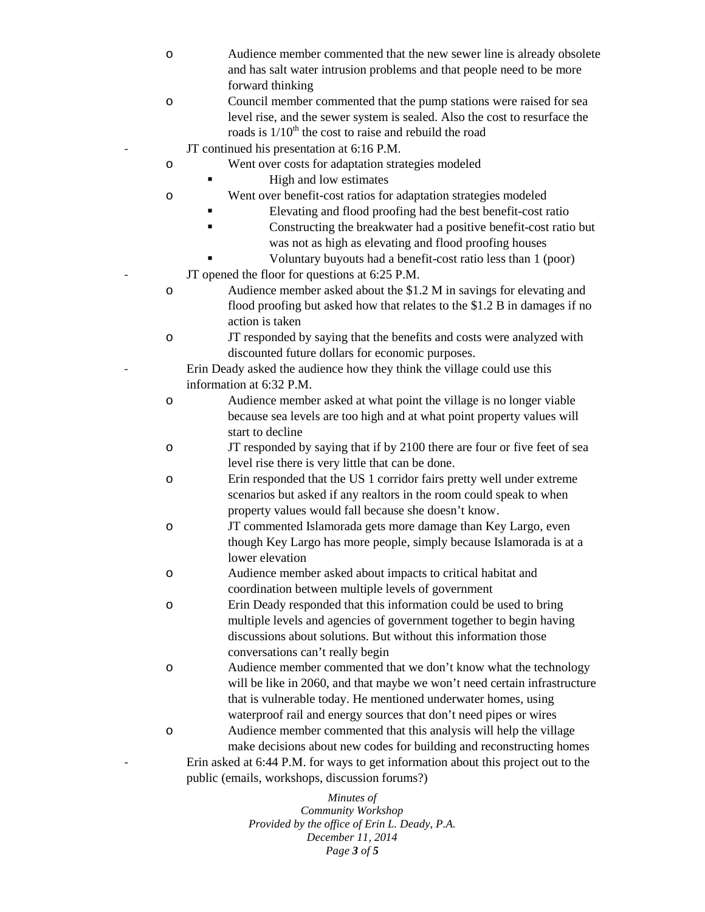- Audience member commented that the new sewer line is already obsolete and has salt water intrusion problems and that people need to be more forward thinking
  - Council member commented that the pump stations were raised for sea level rise, and the sewer system is sealed. Also the cost to resurface the roads is 1/10$^{th}$ the cost to raise and rebuild the road
- JT continued his presentation at 6:16 P.M.
  - Went over costs for adaptation strategies modeled
    - High and low estimates
  - Went over benefit-cost ratios for adaptation strategies modeled
    - Elevating and flood proofing had the best benefit-cost ratio
    - Constructing the breakwater had a positive benefit-cost ratio but was not as high as elevating and flood proofing houses
    - Voluntary buyouts had a benefit-cost ratio less than 1 (poor)
- JT opened the floor for questions at 6:25 P.M.
  - Audience member asked about the $1.2 M in savings for elevating and flood proofing but asked how that relates to the $1.2 B in damages if no action is taken
  - JT responded by saying that the benefits and costs were analyzed with discounted future dollars for economic purposes.
- Erin Deady asked the audience how they think the village could use this information at 6:32 P.M.
  - Audience member asked at what point the village is no longer viable because sea levels are too high and at what point property values will start to decline
  - JT responded by saying that if by 2100 there are four or five feet of sea level rise there is very little that can be done.
  - Erin responded that the US 1 corridor fairs pretty well under extreme scenarios but asked if any realtors in the room could speak to when property values would fall because she doesn't know.
  - JT commented Islamorada gets more damage than Key Largo, even though Key Largo has more people, simply because Islamorada is at a lower elevation
  - Audience member asked about impacts to critical habitat and coordination between multiple levels of government
  - Erin Deady responded that this information could be used to bring multiple levels and agencies of government together to begin having discussions about solutions. But without this information those conversations can't really begin
  - Audience member commented that we don't know what the technology will be like in 2060, and that maybe we won't need certain infrastructure that is vulnerable today. He mentioned underwater homes, using waterproof rail and energy sources that don't need pipes or wires
  - Audience member commented that this analysis will help the village make decisions about new codes for building and reconstructing homes
- Erin asked at 6:44 P.M. for ways to get information about this project out to the public (emails, workshops, discussion forums?)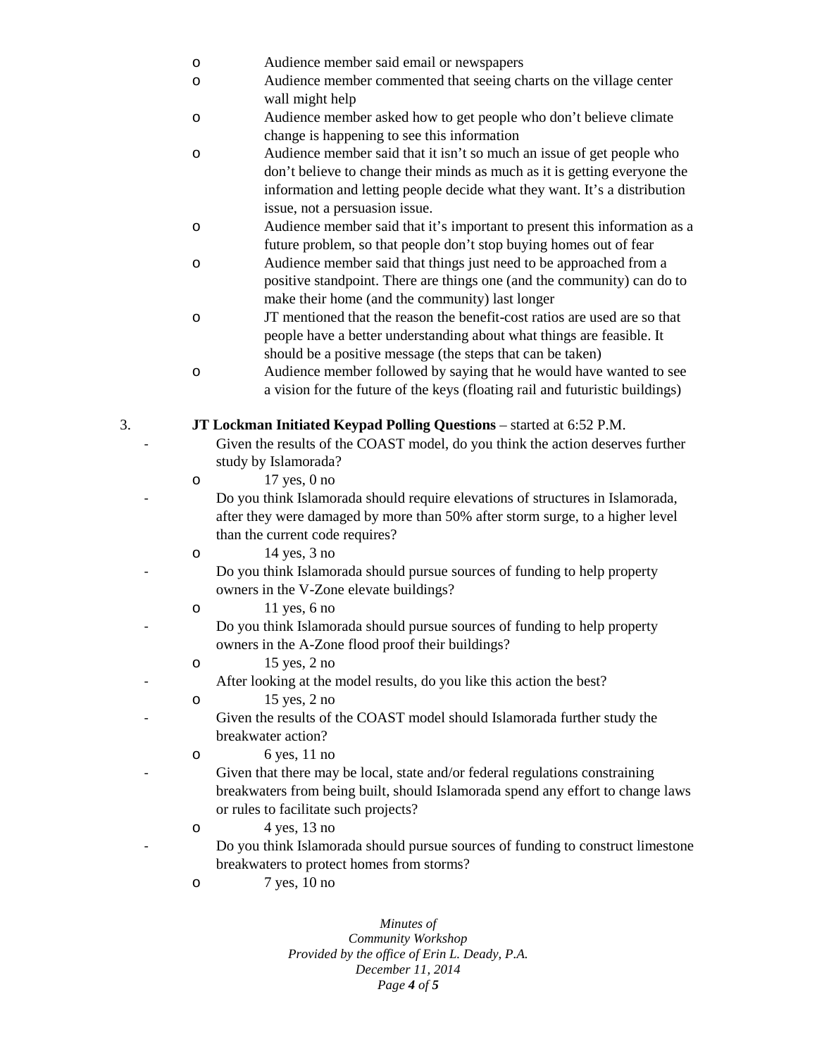- Audience member said email or newspapers
- Audience member commented that seeing charts on the village center wall might help
- Audience member asked how to get people who don't believe climate change is happening to see this information
- Audience member said that it isn't so much an issue of get people who don't believe to change their minds as much as it is getting everyone the information and letting people decide what they want. It's a distribution issue, not a persuasion issue.
- Audience member said that it's important to present this information as a future problem, so that people don't stop buying homes out of fear
- Audience member said that things just need to be approached from a positive standpoint. There are things one (and the community) can do to make their home (and the community) last longer
- JT mentioned that the reason the benefit-cost ratios are used are so that people have a better understanding about what things are feasible. It should be a positive message (the steps that can be taken)
- Audience member followed by saying that he would have wanted to see a vision for the future of the keys (floating rail and futuristic buildings)

3. **JT Lockman Initiated Keypad Polling Questions** – started at 6:52 P.M.
   - Given the results of the COAST model, do you think the action deserves further study by Islamorada?
     - 17 yes, 0 no
   - Do you think Islamorada should require elevations of structures in Islamorada, after they were damaged by more than 50% after storm surge, to a higher level than the current code requires?
     - 14 yes, 3 no
   - Do you think Islamorada should pursue sources of funding to help property owners in the V-Zone elevate buildings?
     - 11 yes, 6 no
   - Do you think Islamorada should pursue sources of funding to help property owners in the A-Zone flood proof their buildings?
     - 15 yes, 2 no
   - After looking at the model results, do you like this action the best?
     - 15 yes, 2 no
   - Given the results of the COAST model should Islamorada further study the breakwater action?
     - 6 yes, 11 no
   - Given that there may be local, state and/or federal regulations constraining breakwaters from being built, should Islamorada spend any effort to change laws or rules to facilitate such projects?
     - 4 yes, 13 no
   - Do you think Islamorada should pursue sources of funding to construct limestone breakwaters to protect homes from storms?
     - 7 yes, 10 no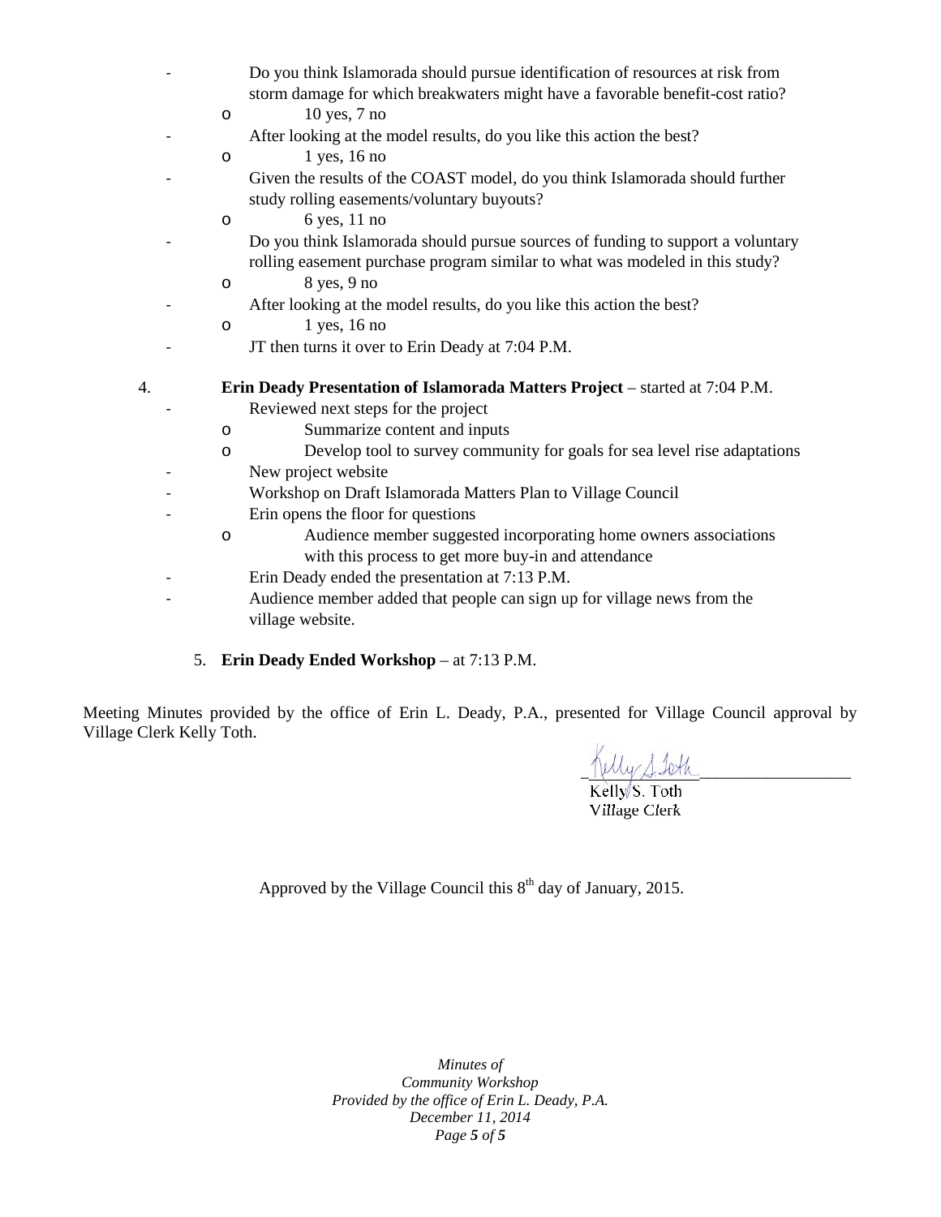- Do you think Islamorada should pursue identification of resources at risk from storm damage for which breakwaters might have a favorable benefit-cost ratio?
  - 10 yes, 7 no
- After looking at the model results, do you like this action the best?
  - 1 yes, 16 no
- Given the results of the COAST model, do you think Islamorada should further study rolling easements/voluntary buyouts?
  - 6 yes, 11 no
- Do you think Islamorada should pursue sources of funding to support a voluntary rolling easement purchase program similar to what was modeled in this study?
  - 8 yes, 9 no
- After looking at the model results, do you like this action the best?
  - 1 yes, 16 no
- JT then turns it over to Erin Deady at 7:04 P.M.

4. **Erin Deady Presentation of Islamorada Matters Project** – started at 7:04 P.M.
   - Reviewed next steps for the project
     - Summarize content and inputs
     - Develop tool to survey community for goals for sea level rise adaptations
   - New project website
   - Workshop on Draft Islamorada Matters Plan to Village Council
   - Erin opens the floor for questions
     - Audience member suggested incorporating home owners associations with this process to get more buy-in and attendance
   - Erin Deady ended the presentation at 7:13 P.M.
   - Audience member added that people can sign up for village news from the village website.

5. **Erin Deady Ended Workshop** – at 7:13 P.M.

Meeting Minutes provided by the office of Erin L. Deady, P.A., presented for Village Council approval by Village Clerk Kelly Toth.

Kelly S. Toth
Village Clerk

Approved by the Village Council this 8th day of January, 2015.